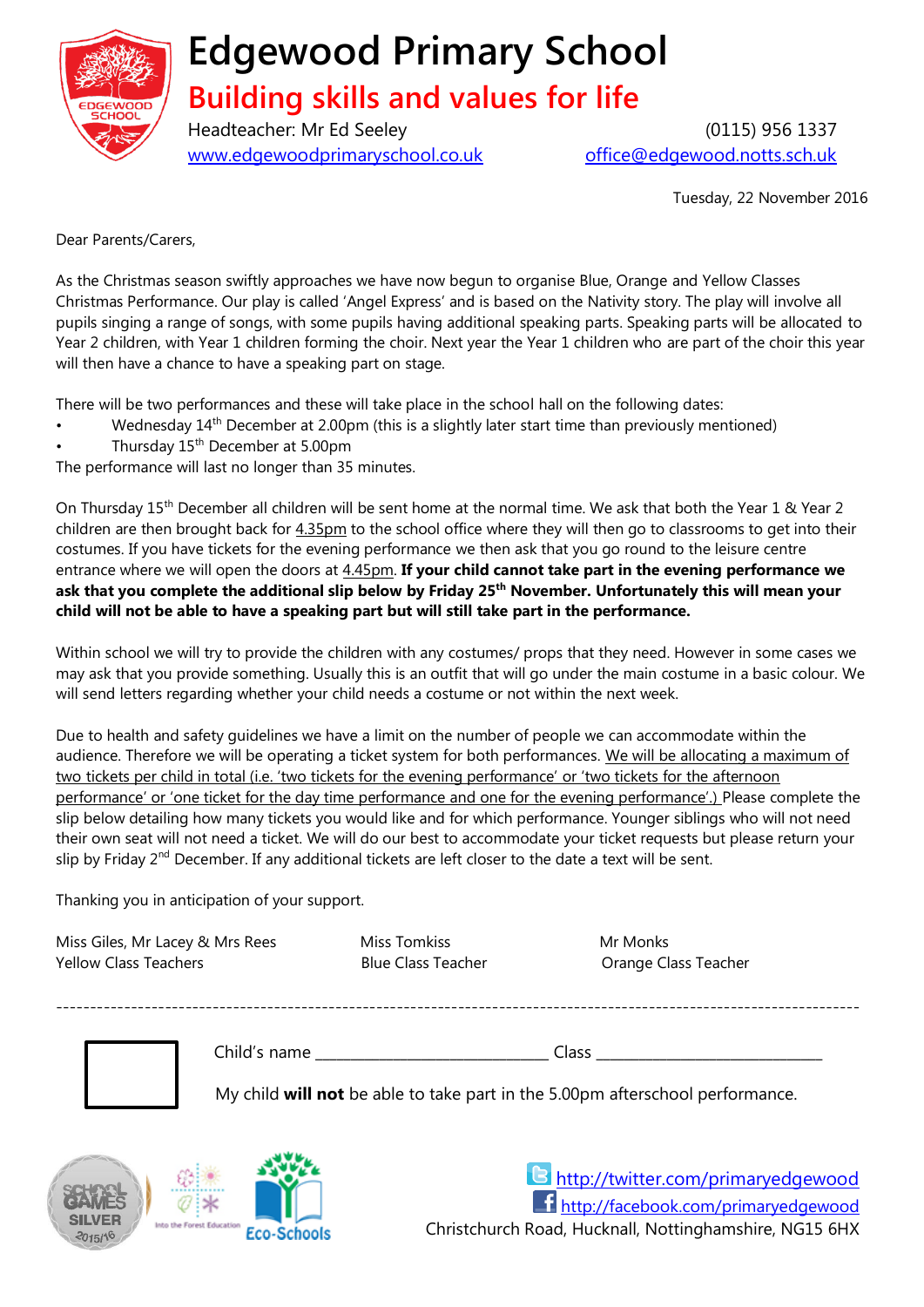# Edgewood Primary School

## Building skills and values for life

Headteacher: Mr Ed Seeley (0115) 956 1337

www.edgewoodprimaryschool.co.uk office@edgewood.notts.sch.uk

Tuesday, 22 November 2016

Dear Parents/Carers,

As the Christmas season swiftly approaches we have now begun to organise Blue, Orange and Yellow Classes Christmas Performance. Our play is called 'Angel Express' and is based on the Nativity story. The play will involve all pupils singing a range of songs, with some pupils having additional speaking parts. Speaking parts will be allocated to Year 2 children, with Year 1 children forming the choir. Next year the Year 1 children who are part of the choir this year will then have a chance to have a speaking part on stage.

There will be two performances and these will take place in the school hall on the following dates:

- Wednesday 14th December at 2.00pm (this is a slightly later start time than previously mentioned)
- Thursday 15th December at 5.00pm

The performance will last no longer than 35 minutes.

On Thursday 15th December all children will be sent home at the normal time. We ask that both the Year 1 & Year 2 children are then brought back for 4.35pm to the school office where they will then go to classrooms to get into their costumes. If you have tickets for the evening performance we then ask that you go round to the leisure centre entrance where we will open the doors at 4.45pm. **If your child cannot take part in the evening performance we ask that you complete the additional slip below by Friday 25th November. Unfortunately this will mean your child will not be able to have a speaking part but will still take part in the performance.**

Within school we will try to provide the children with any costumes/ props that they need. However in some cases we may ask that you provide something. Usually this is an outfit that will go under the main costume in a basic colour. We will send letters regarding whether your child needs a costume or not within the next week.

Due to health and safety guidelines we have a limit on the number of people we can accommodate within the audience. Therefore we will be operating a ticket system for both performances. We will be allocating a maximum of two tickets per child in total (i.e. 'two tickets for the evening performance' or 'two tickets for the afternoon performance' or 'one ticket for the day time performance and one for the evening performance'.) Please complete the slip below detailing how many tickets you would like and for which performance. Younger siblings who will not need their own seat will not need a ticket. We will do our best to accommodate your ticket requests but please return your slip by Friday 2nd December. If any additional tickets are left closer to the date a text will be sent.

Thanking you in anticipation of your support.

Miss Giles, Mr Lacey & Mrs Rees
Yellow Class Teachers

Miss Tomkiss
Blue Class Teacher

Mr Monks
Orange Class Teacher

---

☐ Child's name ______________________________ Class ______________________________

My child **will not** be able to take part in the 5.00pm afterschool performance.

http://twitter.com/primaryedgewood

http://facebook.com/primaryedgewood

Christchurch Road, Hucknall, Nottinghamshire, NG15 6HX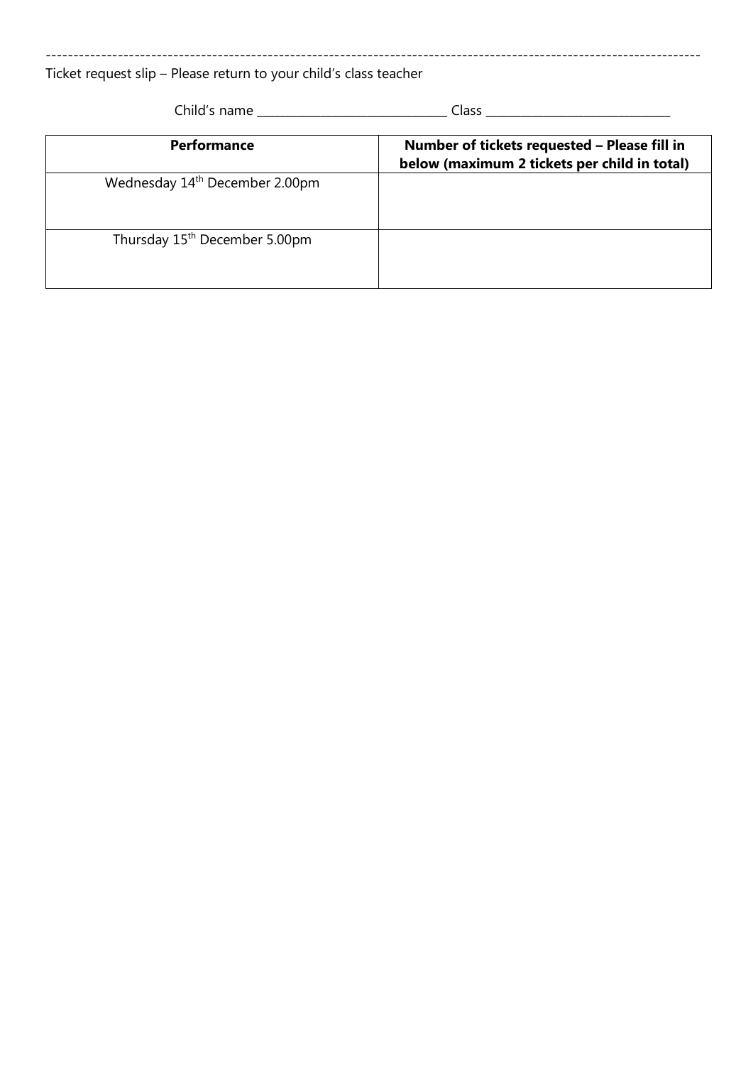------------------------------------------------------------------------------------------------------------------------

Ticket request slip – Please return to your child's class teacher

Child's name ______________________________ Class _____________________________

| **Performance** | **Number of tickets requested – Please fill in below (maximum 2 tickets per child in total)** |
| --- | --- |
| Wednesday 14th December 2.00pm | |
| Thursday 15th December 5.00pm | |